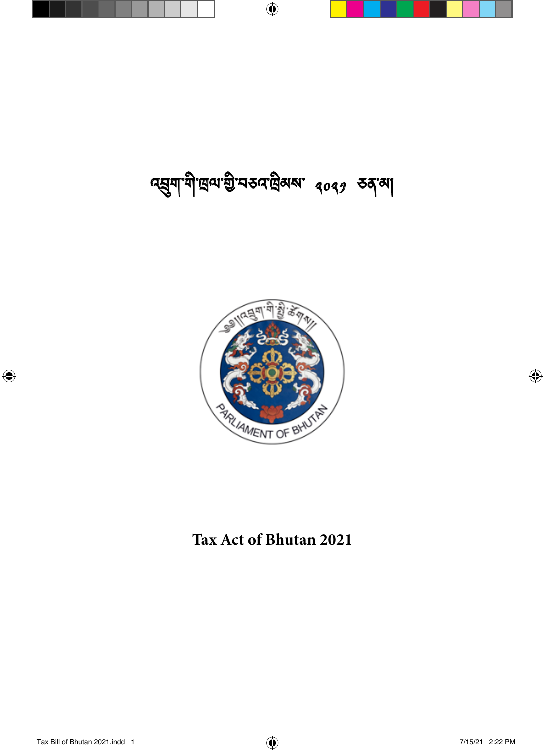# འབྲུག་གི་ཁྲལ་གྱི་བཅའ་ཁྲིམས་ ༢༠༢༡ ཅན་མ།

# Tax Act of Bhutan 2021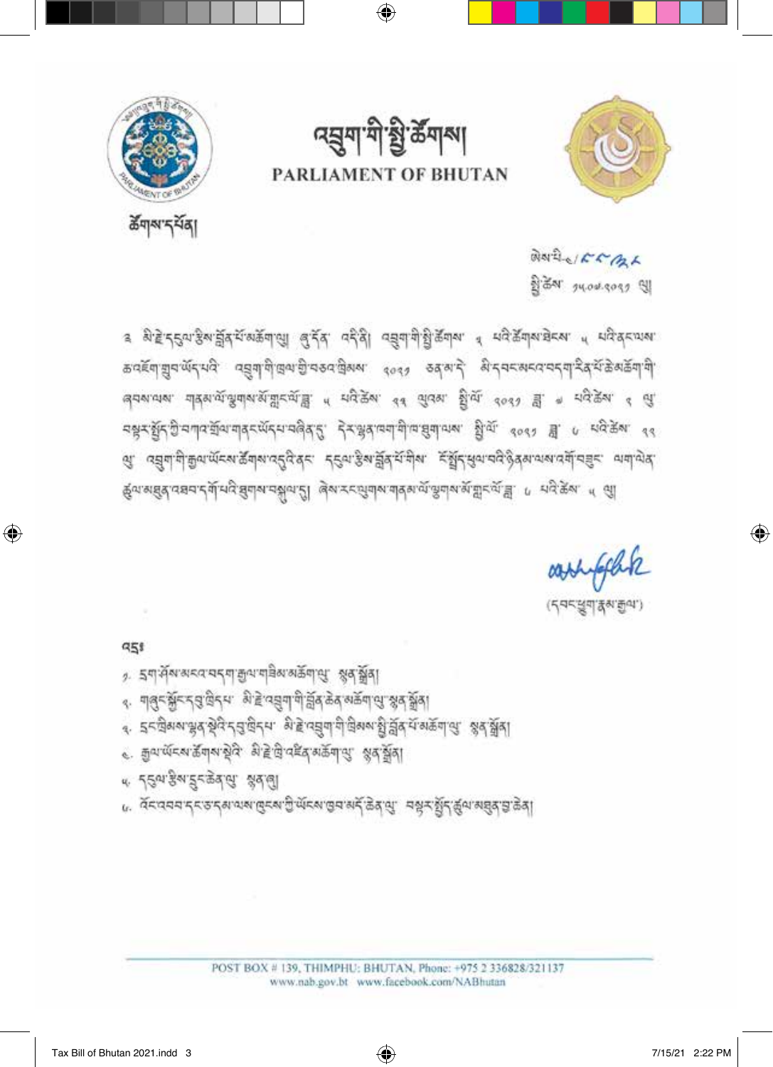# འབྲུག་གི་སྤྱི་ཚོགས།

## PARLIAMENT OF BHUTAN

ཚོགས་དཔོན།

ཡིག་ཨང་ཚ/༥༥/༧༤

སྤྱི་ཚེས་ ༡༥.༠༧.༢༠༢༡ ལུ།

༄ མི་རྗེ་དངུལ་རྩིས་བློན་པོ་མཆོག་ལུ། ཞུ་དོན་ འདི་ནི། འབྲུག་གི་སྤྱི་ཚོགས་ ༤ པའི་ཚོགས་ཐེངས་ ༥ པའི་ནང་ལས་ ཆ་འཇོག་གྲུབ་ཡོད་པའི་ འབྲུག་གི་ཁྲལ་གྱི་བཅའ་ཁྲིམས་ ༢༠༢༡ ཅན་མ་དེ་ མི་དབང་མངའ་བདག་རིན་པོ་ཆེ་མཆོག་གི་ ཞབས་ལས་ གནམ་ལོ་ལྕགས་མོ་གླང་ལོ་ཟླ་ ༥ པའི་ཚེས་ ༢༡ ལུ་འབབ་ སྤྱི་ལོ་ ༢༠༢༡ ཟླ་ ༧ པའི་ཚེས་ ༢ ལུ་ བསྟར་སྤྱོད་ཀྱི་བཀའ་གྲོལ་གནང་ཡོད་པ་བཞིན་དུ་ དེ་རྟིང་ལག་གི་ཁ་ཕྱག་ལས་ སྤྱི་ལོ་ ༢༠༢༡ ཟླ་ ༦ པའི་ཚེས་ ༡༢ ལུ་ འབྲུག་གི་རྒྱལ་ཡོངས་ཚོགས་འདུ་ནང་ དངུལ་རྩིས་བློན་པོ་གིས་ ངོ་སྤྲོད་ཞུ་བའི་ཉིན་ལས་འགོ་བཟུང་ ལག་ལེན་ཚུལ་མཐུན་འཐབ་དགོ་པའི་བཀའ་བསྒྲུབ་དུ། ཞེས་རང་ལུགས་གནམ་ལོ་ལྕགས་མོ་གླང་ལོ་ཟླ་ ༦ པའི་ཚེས་ ༥ ལུ།

(དབང་ཕྱུག་རྣམ་རྒྱལ་)

འདྲ།

༡. དྲག་ཤོས་མངའ་བདག་རྒྱལ་གཞིས་མཆོག་ལུ་ སྙན་སྐྱོར།
༢. གཞུང་སྐྱོང་དབུ་ཁྲིད་པ་ མི་རྗེ་འབྲུག་གི་བློན་ཆེན་མཆོག་ལུ་ སྙན་སྐྱོར།
༣. དང་ཁྲིམས་ལྡན་སྡེའི་དབུ་ཁྲིད་པ་ མི་རྗེ་འབྲུག་གི་ཁྲིམས་སྤྱི་བློན་པོ་མཆོག་ལུ་ སྙན་སྐྱོར།
༤. རྒྱལ་ཡོངས་ཚོགས་སྡེའི་ མི་རྗེ་ཁྲི་འཛིན་མཆོག་ལུ་ སྙན་སྐྱོར།
༥. དངུལ་རྩིས་དྲུང་ཆེན་ལུ་ སྣང་ཀྱི།
༦. འོང་འབབ་དང་ཅ་དམ་ལས་ཁུངས་ཀྱི་ཡོངས་ཁྱབ་མཛད་ཆེན་ལུ་ བསྟར་སྤྱོད་ཚུལ་མཐུན་བྱ་ཆེད།

POST BOX # 139, THIMPHU: BHUTAN, Phone: +975 2 336828/321137
www.nab.gov.bt www.facebook.com/NABhutan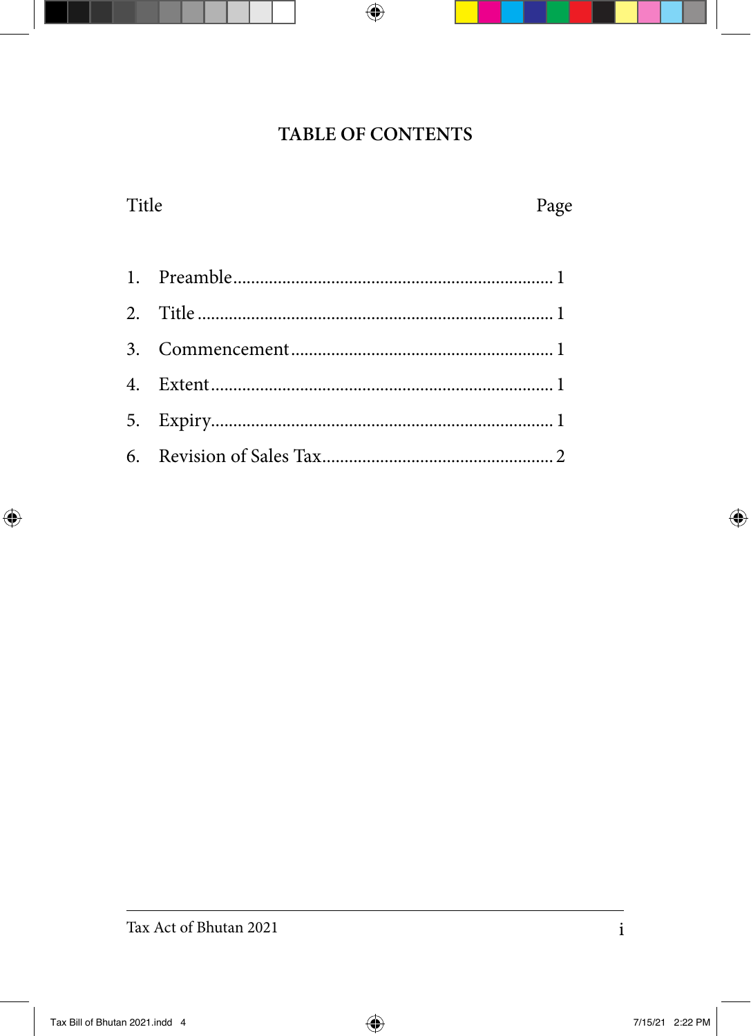# TABLE OF CONTENTS

| Title | Page |
| --- | --- |
| 1. Preamble | 1 |
| 2. Title | 1 |
| 3. Commencement | 1 |
| 4. Extent | 1 |
| 5. Expiry | 1 |
| 6. Revision of Sales Tax | 2 |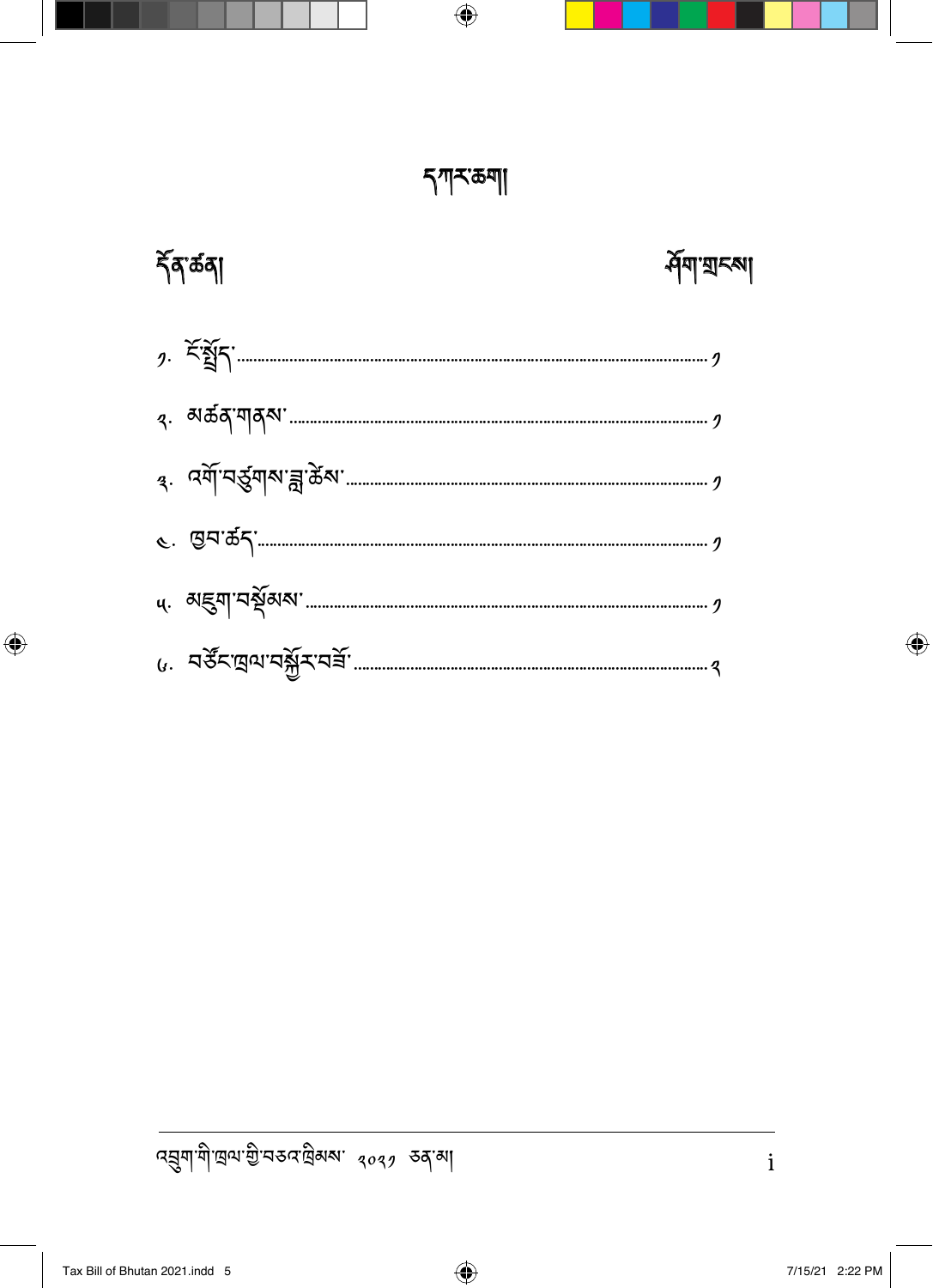# དཀར་ཆག།

| དོན་ཚན། | ཤོག་གྲངས། |
|---|---|
| ༡. ངོ་སྤྲོད་ | ༡ |
| ༢. མཚན་གནས་ | ༡ |
| ༣. འགོ་བཙུགས་བླ་ཚེས་ | ༡ |
| ༤. ཁྱབ་ཚད་ | ༡ |
| ༥. མཇུག་བསྡོམས་ | ༡ |
| ༦. བཅོད་ཁྲལ་བསྐྱར་བཟོ་ | ༢ |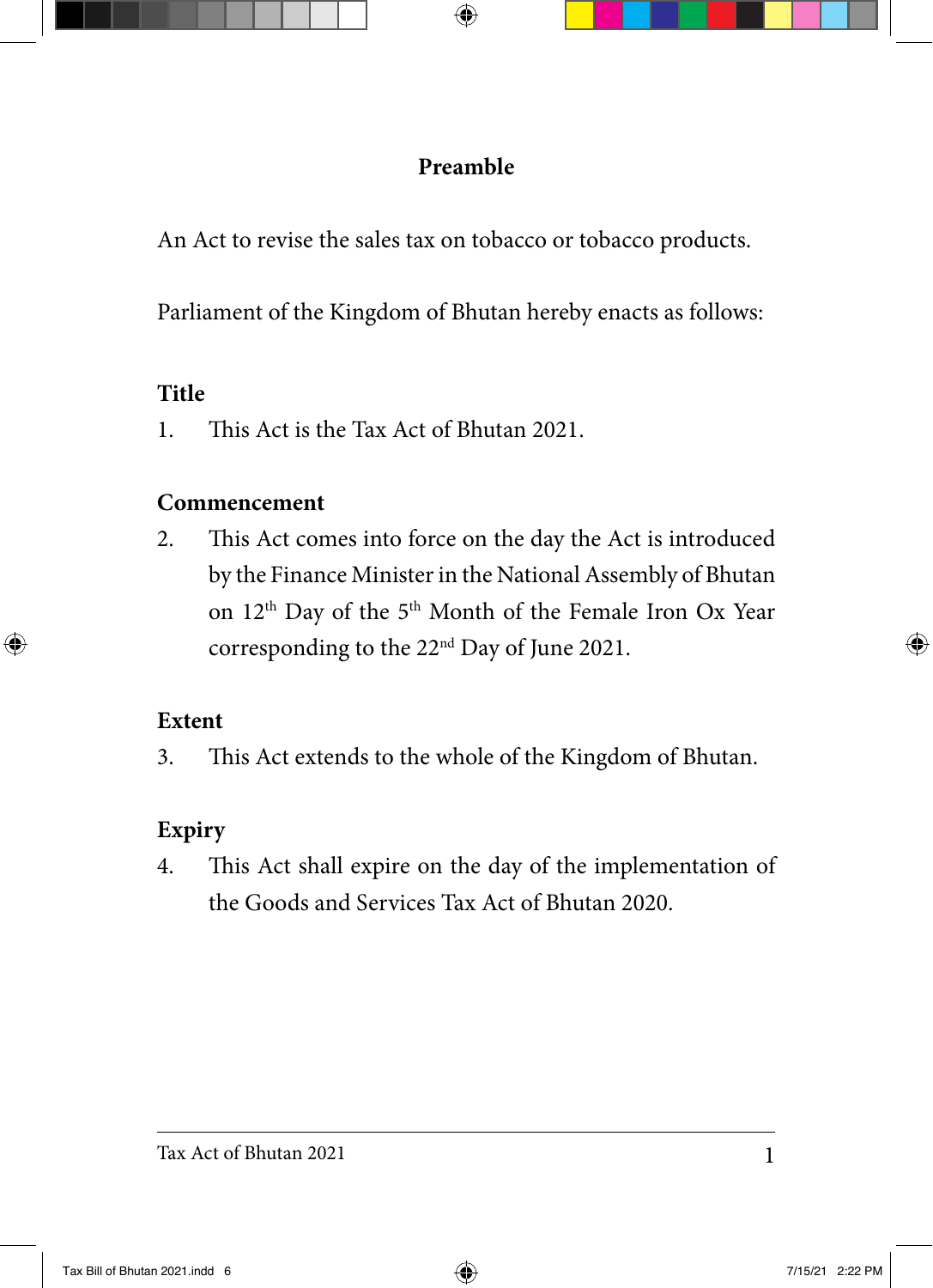# Preamble

An Act to revise the sales tax on tobacco or tobacco products.

Parliament of the Kingdom of Bhutan hereby enacts as follows:

## Title

1. This Act is the Tax Act of Bhutan 2021.

## Commencement

2. This Act comes into force on the day the Act is introduced by the Finance Minister in the National Assembly of Bhutan on 12th Day of the 5th Month of the Female Iron Ox Year corresponding to the 22nd Day of June 2021.

## Extent

3. This Act extends to the whole of the Kingdom of Bhutan.

## Expiry

4. This Act shall expire on the day of the implementation of the Goods and Services Tax Act of Bhutan 2020.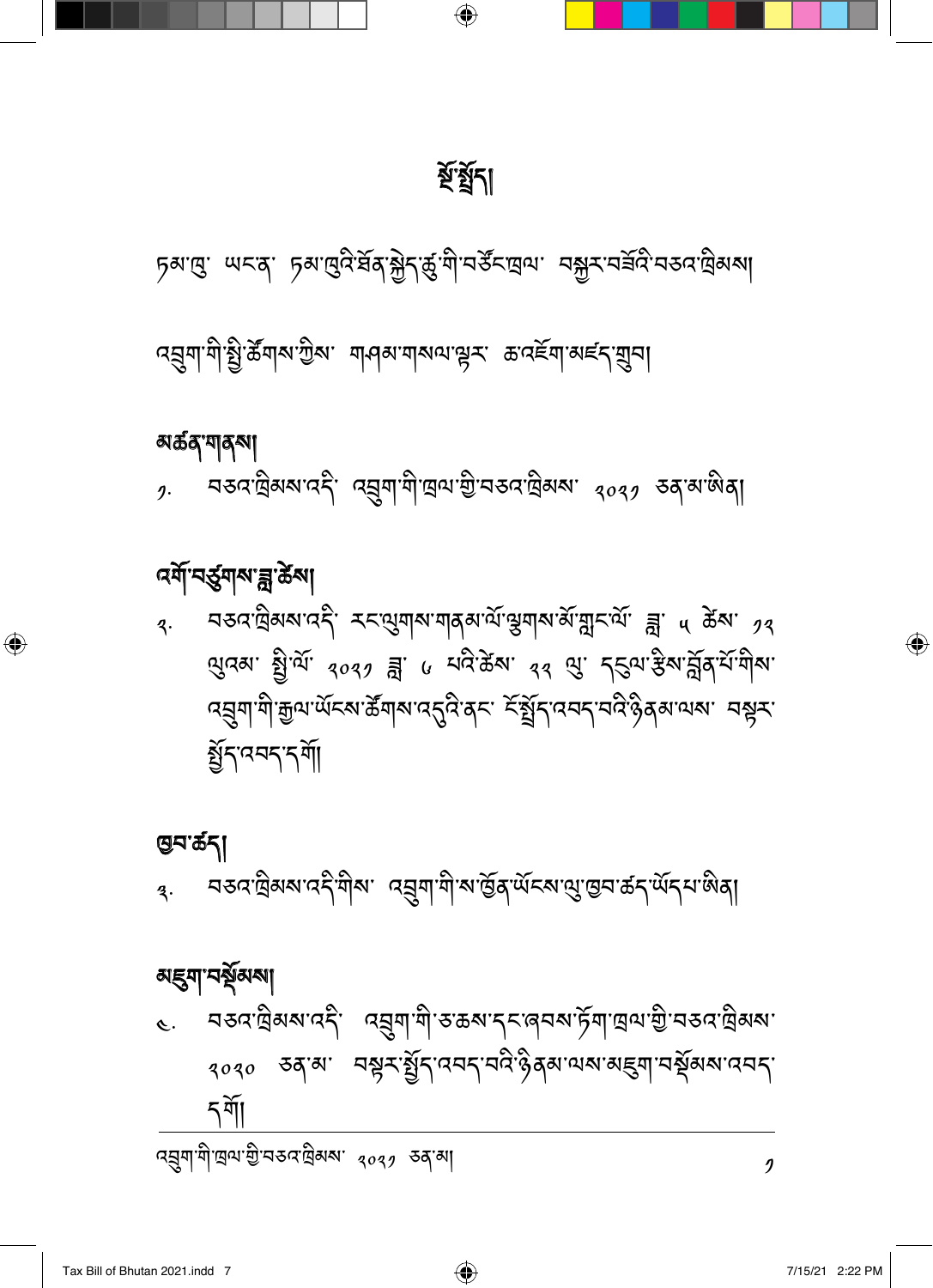# སྔོན་སྒྲོད།

ངམ་ཁྱུ་ ཡངན་ ངམ་ཁྱུའི་བོན་སྐྱེད་ཚུ་གི་བཅོང་ཁྲལ་ བསྐྱར་བཟོའི་བཅའ་ཁྲིམས།

འབྲུག་གི་སྤྱི་ཚོགས་ཀྱིས་ གཤམ་གསལ་ལྟར་ ཆ་འཇོག་མཛད་གྲུབ།

## མཚན་གནས།

༡. བཅའ་ཁྲིམས་འདི་ འབྲུག་གི་ཁྲལ་གྱི་བཅའ་ཁྲིམས་ ༢༠༢༡ ཅན་མ་ཨིན།

## འགོ་བཙུགས་ཟླ་ཚེས།

༢. བཅའ་ཁྲིམས་འདི་ རང་ལུགས་གནམ་ལོ་ལྕགས་མོ་གླང་ལོ་ ཟླ་ ༥ ཚེས་ ༡༢ ལུཝམ་ སྤྱི་ལོ་ ༢༠༢༡ ཟླ་ ༦ པའི་ཚེས་ ༢༢ ལུ་ དཔལ་ལྡན་འབྲུག་གཞུང་ཆོས་སྲིད་ཀྱི་ཚོགས་འདུའི་ནང་ ངོ་སྤྲོད་འབད་བའི་ཉིནམ་ལས་ བསྟར་སྤྱོད་འབད་དགོ།

## ཁྱབ་ཚད།

༣. བཅའ་ཁྲིམས་འདི་གིས་ འབྲུག་གི་ས་ཁོངས་ཡོངས་ལུ་ཁྱབ་ཚད་ཡོདཔ་ཨིན།

## མཇུག་བསྡོམས།

༤. བཅའ་ཁྲིམས་འདི་ འབྲུག་གི་ཅ་ཆས་དང་ཞབས་ཏོག་ཁྲལ་གྱི་བཅའ་ཁྲིམས་ ༢༠༢༠ ཅན་མ་ བསྟར་སྤྱོད་འབད་བའི་ཉིནམ་ལས་མཇུག་བསྡོམས་འབད་དགོ།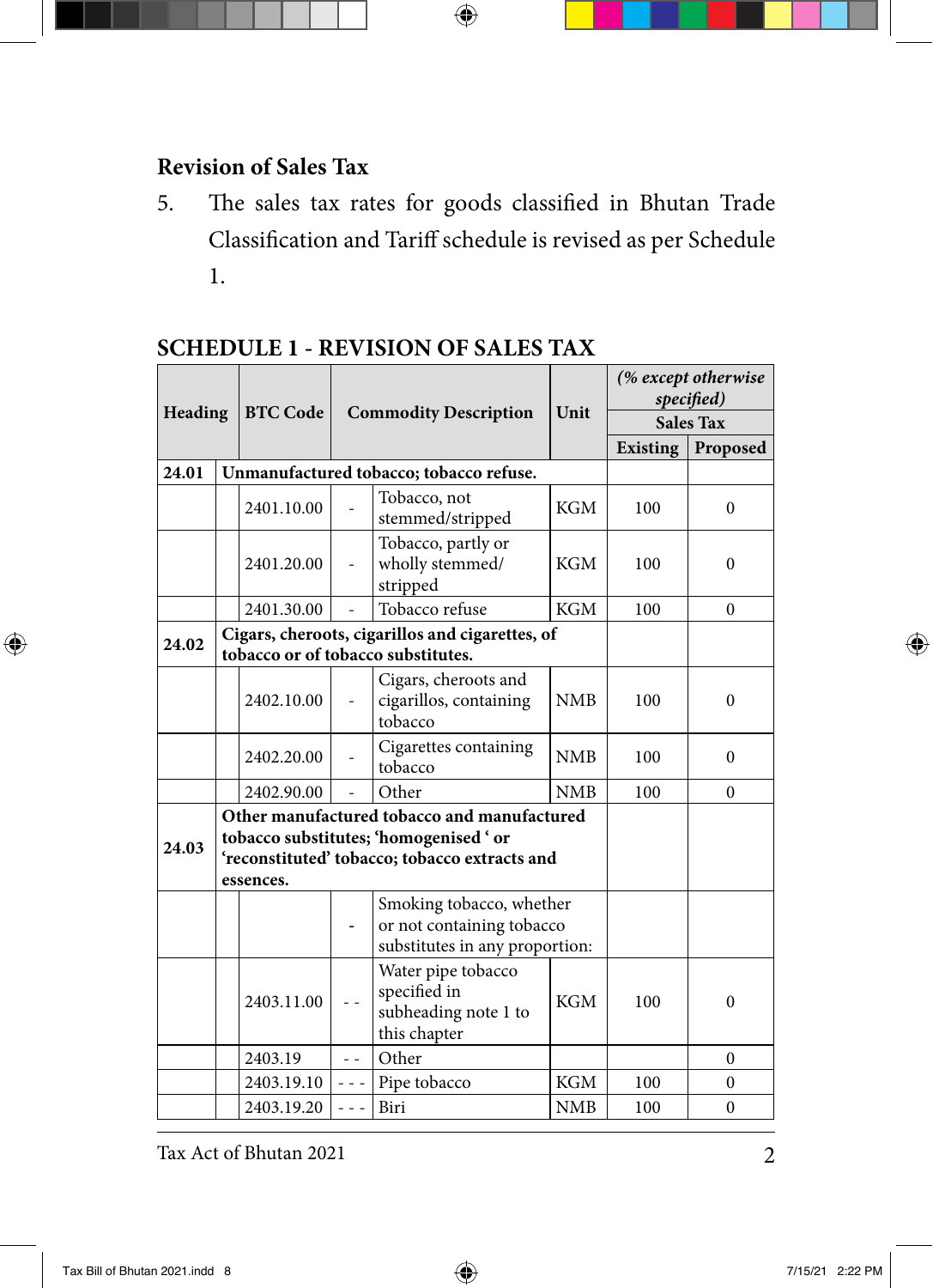## Revision of Sales Tax

5. The sales tax rates for goods classified in Bhutan Trade Classification and Tariff schedule is revised as per Schedule 1.

## SCHEDULE 1 - REVISION OF SALES TAX

| Heading | BTC Code | | Commodity Description | Unit | *(% except otherwise specified)* Sales Tax | |
|---|---|---|---|---|---|---|
| | | | | | Existing | Proposed |
| **24.01** | **Unmanufactured tobacco; tobacco refuse.** | | | | | |
| | 2401.10.00 | - | Tobacco, not stemmed/stripped | KGM | 100 | 0 |
| | 2401.20.00 | - | Tobacco, partly or wholly stemmed/ stripped | KGM | 100 | 0 |
| | 2401.30.00 | - | Tobacco refuse | KGM | 100 | 0 |
| **24.02** | **Cigars, cheroots, cigarillos and cigarettes, of tobacco or of tobacco substitutes.** | | | | | |
| | 2402.10.00 | - | Cigars, cheroots and cigarillos, containing tobacco | NMB | 100 | 0 |
| | 2402.20.00 | - | Cigarettes containing tobacco | NMB | 100 | 0 |
| | 2402.90.00 | - | Other | NMB | 100 | 0 |
| **24.03** | **Other manufactured tobacco and manufactured tobacco substitutes; 'homogenised ' or 'reconstituted' tobacco; tobacco extracts and essences.** | | | | | |
| | | - | Smoking tobacco, whether or not containing tobacco substitutes in any proportion: | | | |
| | 2403.11.00 | - - | Water pipe tobacco specified in subheading note 1 to this chapter | KGM | 100 | 0 |
| | 2403.19 | - - | Other | | | 0 |
| | 2403.19.10 | - - - | Pipe tobacco | KGM | 100 | 0 |
| | 2403.19.20 | - - - | Biri | NMB | 100 | 0 |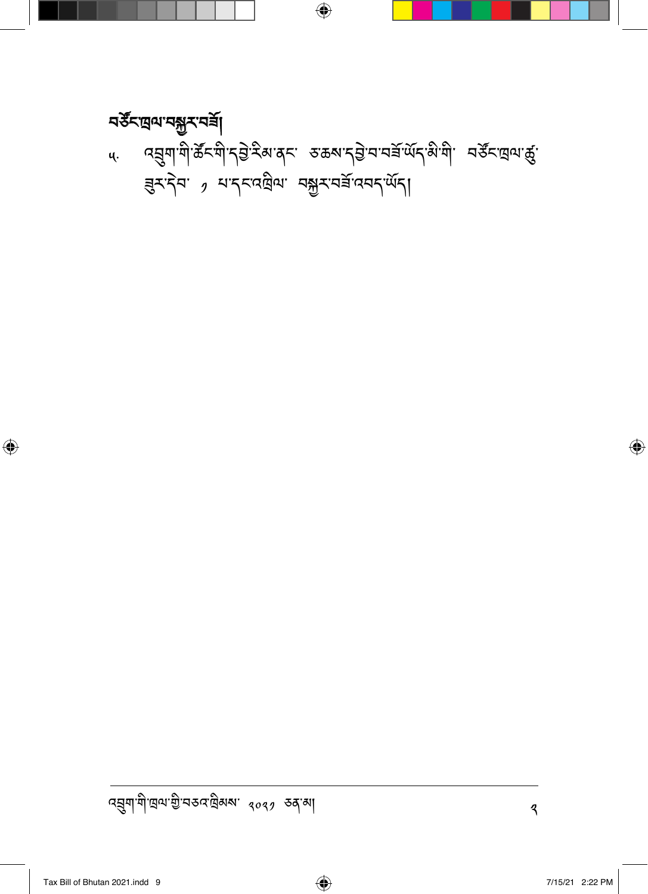**བཙོང་ཁྲལ་བསྐྱར་བཟོ།**

༥. འབྲུག་གི་ཚོང་གི་དབྱེ་རིམ་ནང་ ཅ་ཆས་དབྱེ་བ་བཟོ་ཡོད་མི་གི་ བཙོང་ཁྲལ་ཚུ་ ཟུར་དེབ་ ༡ པ་དང་འཁྲིལ་ བསྐྱར་བཟོ་འབད་ཡོད།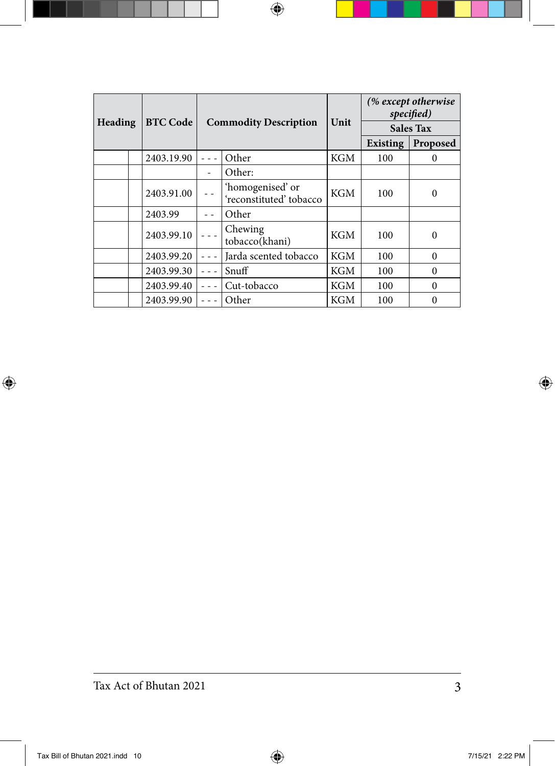| Heading | | BTC Code | Commodity Description | | Unit | (% except otherwise specified) Sales Tax | |
|---|---|---|---|---|---|---|---|
| | | | | | | Existing | Proposed |
| | | 2403.19.90 | - - - | Other | KGM | 100 | 0 |
| | | | - | Other: | | | |
| | | 2403.91.00 | - - | 'homogenised' or 'reconstituted' tobacco | KGM | 100 | 0 |
| | | 2403.99 | - - | Other | | | |
| | | 2403.99.10 | - - - | Chewing tobacco(khani) | KGM | 100 | 0 |
| | | 2403.99.20 | - - - | Jarda scented tobacco | KGM | 100 | 0 |
| | | 2403.99.30 | - - - | Snuff | KGM | 100 | 0 |
| | | 2403.99.40 | - - - | Cut-tobacco | KGM | 100 | 0 |
| | | 2403.99.90 | - - - | Other | KGM | 100 | 0 |